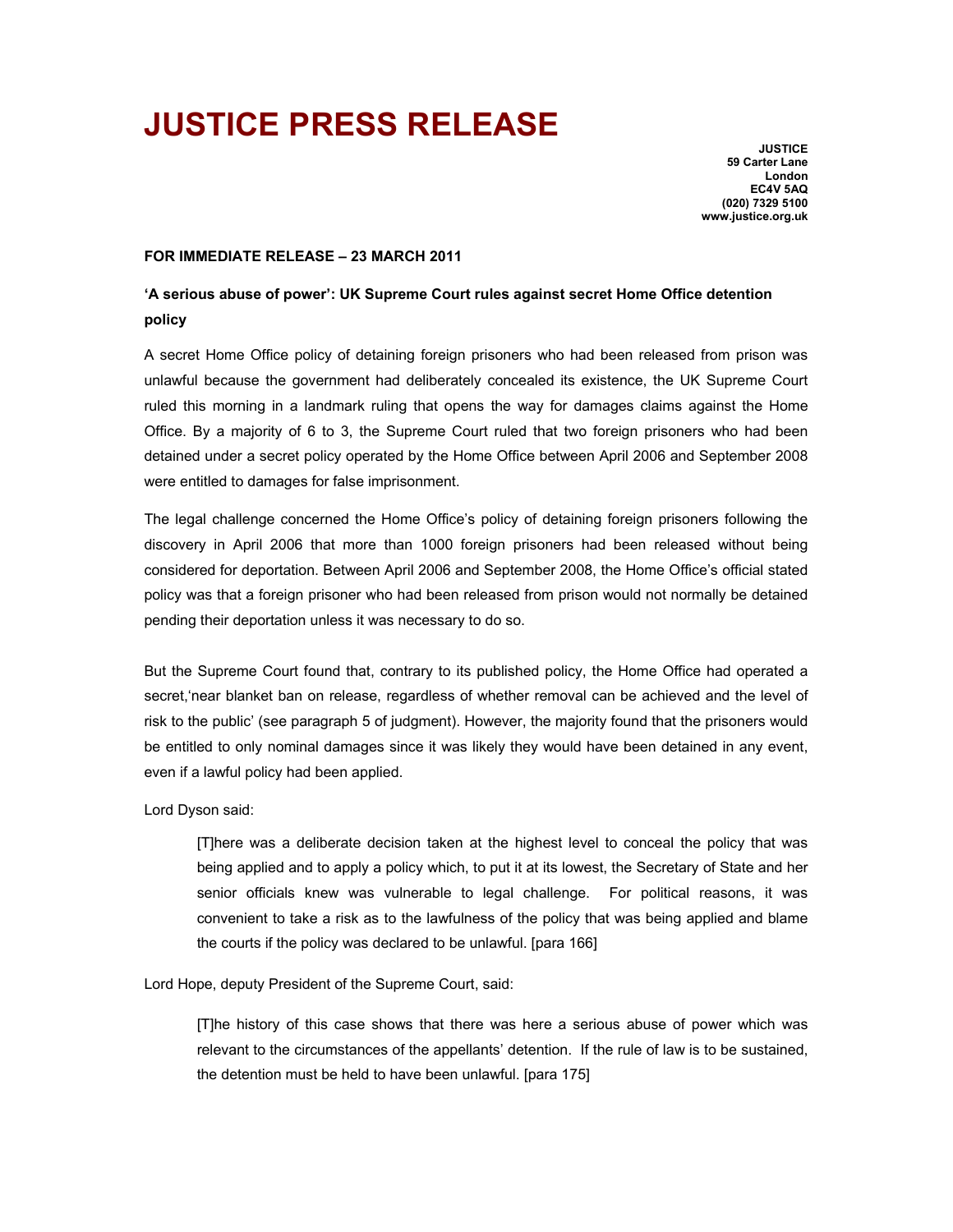# JUSTICE PRESS RELEASE

**JUSTICE**
**59 Carter Lane**
**London**
**EC4V 5AQ**
**(020) 7329 5100**
**www.justice.org.uk**

**FOR IMMEDIATE RELEASE – 23 MARCH 2011**

**'A serious abuse of power': UK Supreme Court rules against secret Home Office detention policy**

A secret Home Office policy of detaining foreign prisoners who had been released from prison was unlawful because the government had deliberately concealed its existence, the UK Supreme Court ruled this morning in a landmark ruling that opens the way for damages claims against the Home Office. By a majority of 6 to 3, the Supreme Court ruled that two foreign prisoners who had been detained under a secret policy operated by the Home Office between April 2006 and September 2008 were entitled to damages for false imprisonment.

The legal challenge concerned the Home Office's policy of detaining foreign prisoners following the discovery in April 2006 that more than 1000 foreign prisoners had been released without being considered for deportation. Between April 2006 and September 2008, the Home Office's official stated policy was that a foreign prisoner who had been released from prison would not normally be detained pending their deportation unless it was necessary to do so.

But the Supreme Court found that, contrary to its published policy, the Home Office had operated a secret,'near blanket ban on release, regardless of whether removal can be achieved and the level of risk to the public' (see paragraph 5 of judgment). However, the majority found that the prisoners would be entitled to only nominal damages since it was likely they would have been detained in any event, even if a lawful policy had been applied.

Lord Dyson said:

> [T]here was a deliberate decision taken at the highest level to conceal the policy that was being applied and to apply a policy which, to put it at its lowest, the Secretary of State and her senior officials knew was vulnerable to legal challenge. For political reasons, it was convenient to take a risk as to the lawfulness of the policy that was being applied and blame the courts if the policy was declared to be unlawful. [para 166]

Lord Hope, deputy President of the Supreme Court, said:

> [T]he history of this case shows that there was here a serious abuse of power which was relevant to the circumstances of the appellants' detention. If the rule of law is to be sustained, the detention must be held to have been unlawful. [para 175]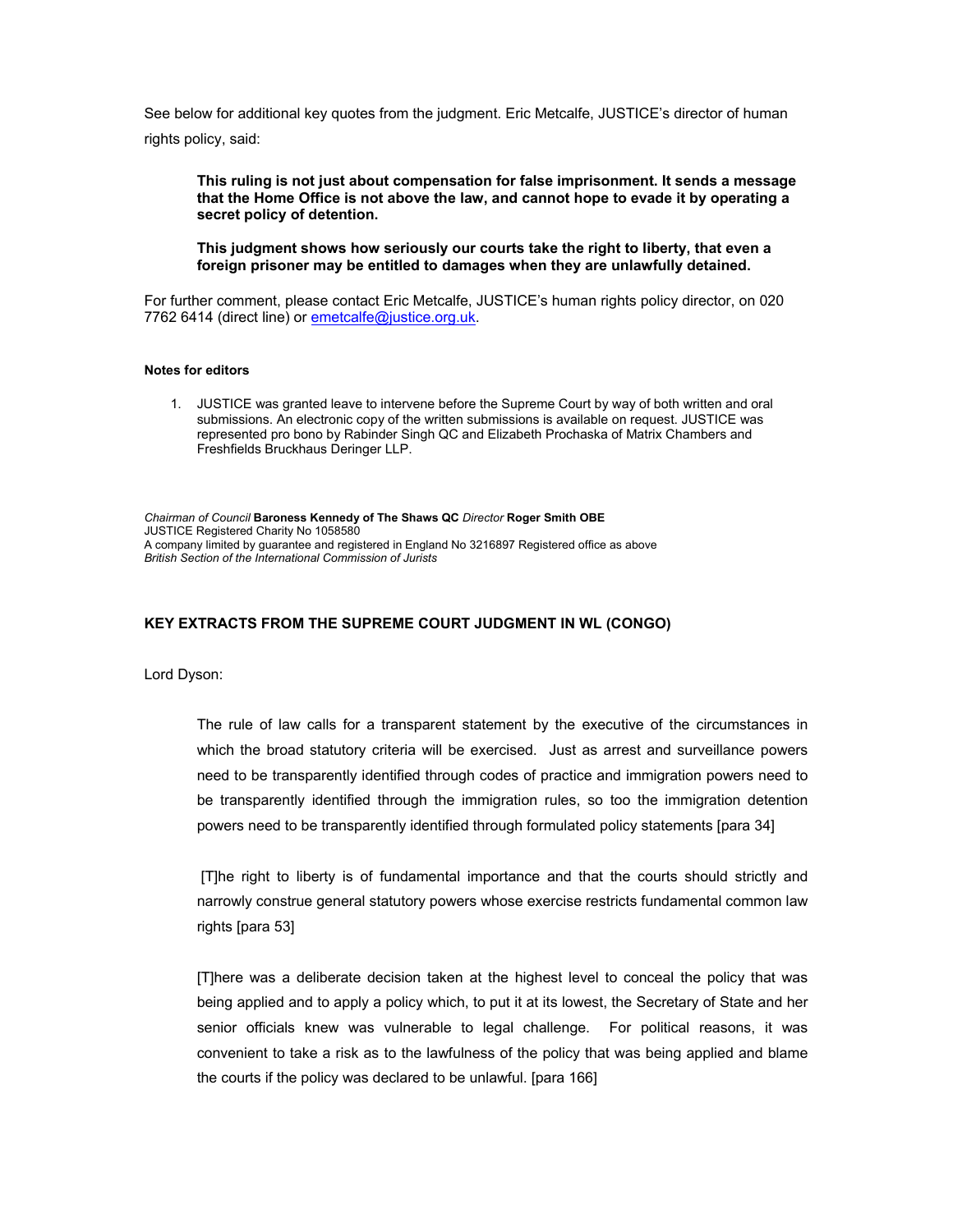See below for additional key quotes from the judgment. Eric Metcalfe, JUSTICE's director of human rights policy, said:

> **This ruling is not just about compensation for false imprisonment. It sends a message that the Home Office is not above the law, and cannot hope to evade it by operating a secret policy of detention.**
>
> **This judgment shows how seriously our courts take the right to liberty, that even a foreign prisoner may be entitled to damages when they are unlawfully detained.**

For further comment, please contact Eric Metcalfe, JUSTICE's human rights policy director, on 020 7762 6414 (direct line) or emetcalfe@justice.org.uk.

**Notes for editors**

1. JUSTICE was granted leave to intervene before the Supreme Court by way of both written and oral submissions. An electronic copy of the written submissions is available on request. JUSTICE was represented pro bono by Rabinder Singh QC and Elizabeth Prochaska of Matrix Chambers and Freshfields Bruckhaus Deringer LLP.

*Chairman of Council* **Baroness Kennedy of The Shaws QC** *Director* **Roger Smith OBE**
JUSTICE Registered Charity No 1058580
A company limited by guarantee and registered in England No 3216897 Registered office as above
*British Section of the International Commission of Jurists*

### KEY EXTRACTS FROM THE SUPREME COURT JUDGMENT IN WL (CONGO)

Lord Dyson:

> The rule of law calls for a transparent statement by the executive of the circumstances in which the broad statutory criteria will be exercised. Just as arrest and surveillance powers need to be transparently identified through codes of practice and immigration powers need to be transparently identified through the immigration rules, so too the immigration detention powers need to be transparently identified through formulated policy statements [para 34]
>
> [T]he right to liberty is of fundamental importance and that the courts should strictly and narrowly construe general statutory powers whose exercise restricts fundamental common law rights [para 53]
>
> [T]here was a deliberate decision taken at the highest level to conceal the policy that was being applied and to apply a policy which, to put it at its lowest, the Secretary of State and her senior officials knew was vulnerable to legal challenge. For political reasons, it was convenient to take a risk as to the lawfulness of the policy that was being applied and blame the courts if the policy was declared to be unlawful. [para 166]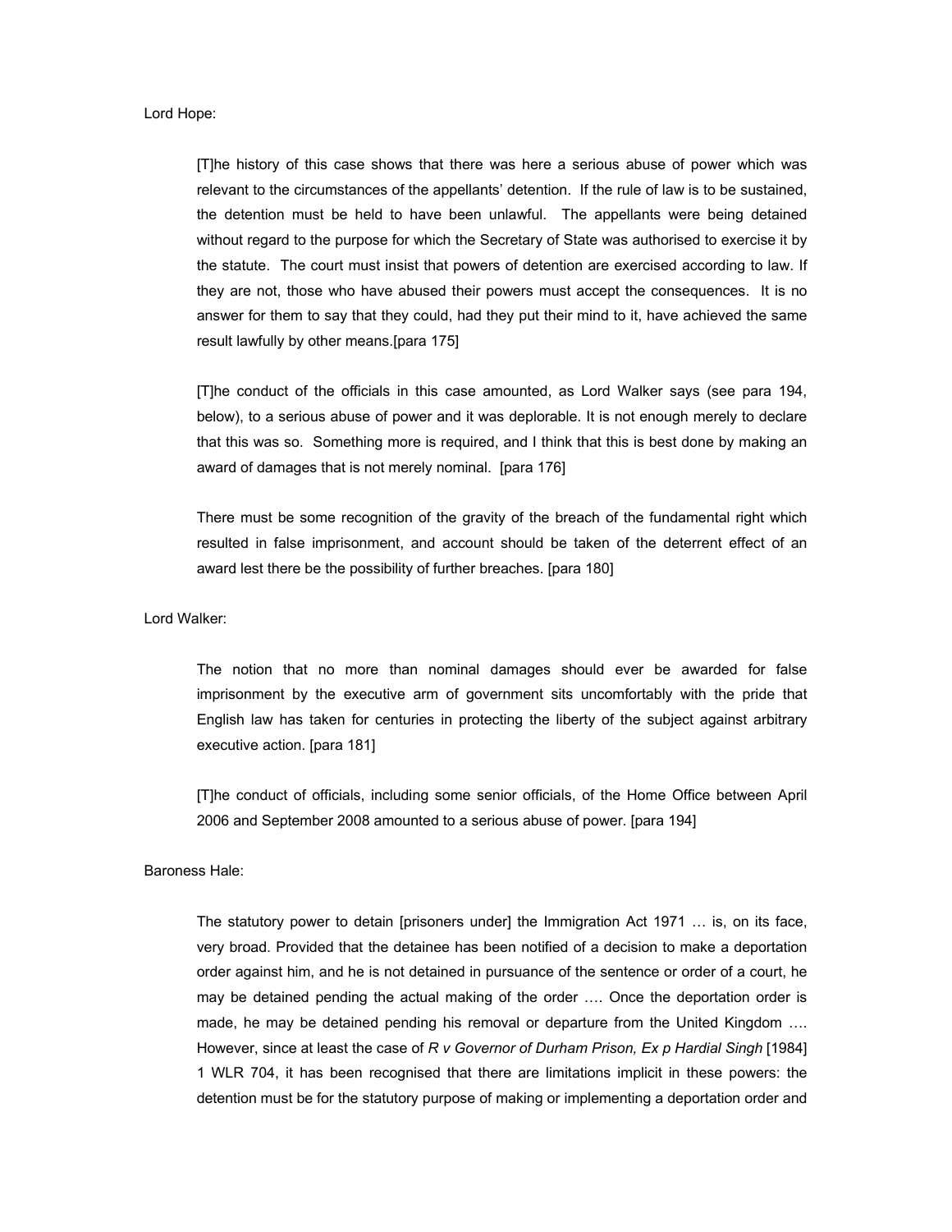Lord Hope:

> [T]he history of this case shows that there was here a serious abuse of power which was relevant to the circumstances of the appellants' detention. If the rule of law is to be sustained, the detention must be held to have been unlawful. The appellants were being detained without regard to the purpose for which the Secretary of State was authorised to exercise it by the statute. The court must insist that powers of detention are exercised according to law. If they are not, those who have abused their powers must accept the consequences. It is no answer for them to say that they could, had they put their mind to it, have achieved the same result lawfully by other means.[para 175]
>
> [T]he conduct of the officials in this case amounted, as Lord Walker says (see para 194, below), to a serious abuse of power and it was deplorable. It is not enough merely to declare that this was so. Something more is required, and I think that this is best done by making an award of damages that is not merely nominal. [para 176]
>
> There must be some recognition of the gravity of the breach of the fundamental right which resulted in false imprisonment, and account should be taken of the deterrent effect of an award lest there be the possibility of further breaches. [para 180]

Lord Walker:

> The notion that no more than nominal damages should ever be awarded for false imprisonment by the executive arm of government sits uncomfortably with the pride that English law has taken for centuries in protecting the liberty of the subject against arbitrary executive action. [para 181]
>
> [T]he conduct of officials, including some senior officials, of the Home Office between April 2006 and September 2008 amounted to a serious abuse of power. [para 194]

Baroness Hale:

> The statutory power to detain [prisoners under] the Immigration Act 1971 … is, on its face, very broad. Provided that the detainee has been notified of a decision to make a deportation order against him, and he is not detained in pursuance of the sentence or order of a court, he may be detained pending the actual making of the order …. Once the deportation order is made, he may be detained pending his removal or departure from the United Kingdom …. However, since at least the case of *R v Governor of Durham Prison, Ex p Hardial Singh* [1984] 1 WLR 704, it has been recognised that there are limitations implicit in these powers: the detention must be for the statutory purpose of making or implementing a deportation order and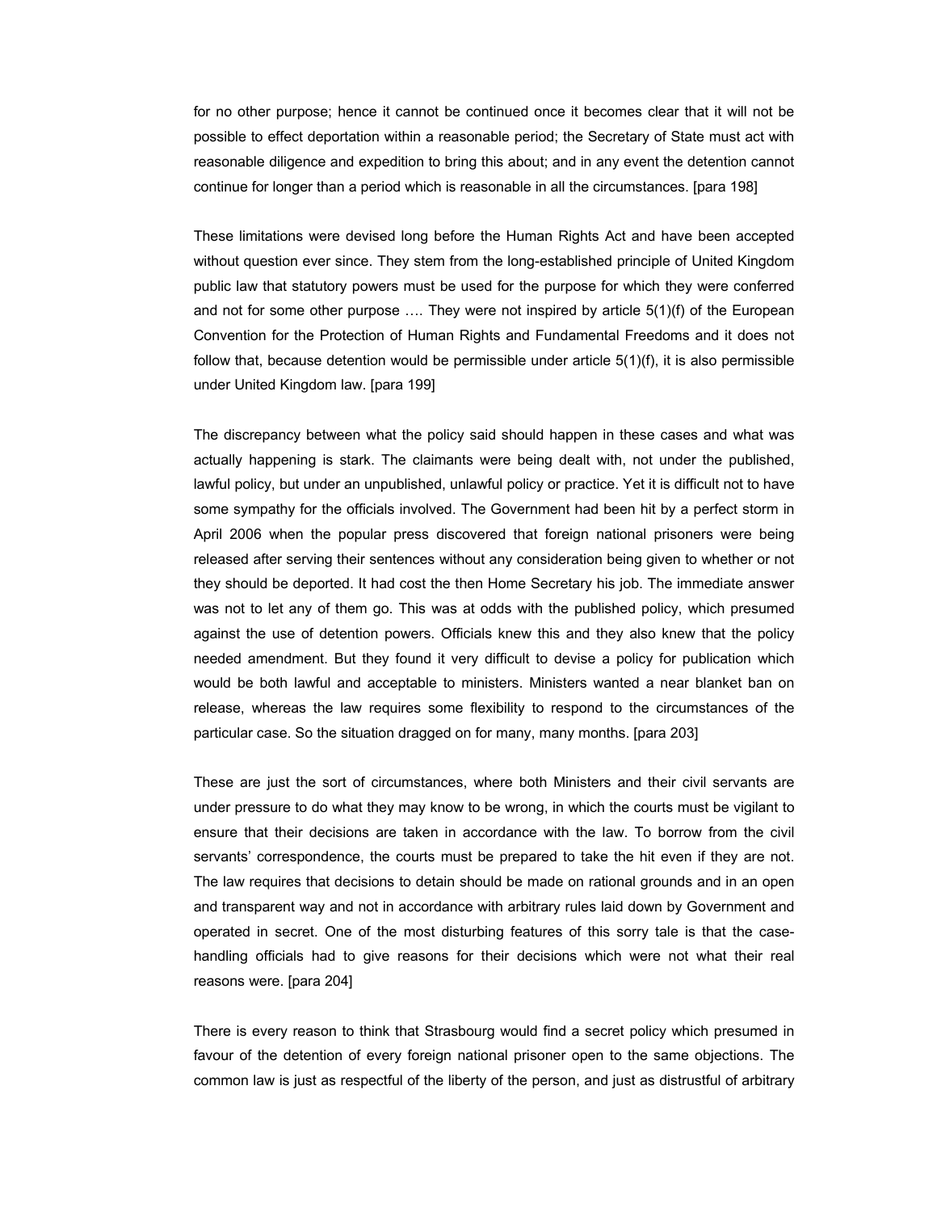for no other purpose; hence it cannot be continued once it becomes clear that it will not be possible to effect deportation within a reasonable period; the Secretary of State must act with reasonable diligence and expedition to bring this about; and in any event the detention cannot continue for longer than a period which is reasonable in all the circumstances. [para 198]

These limitations were devised long before the Human Rights Act and have been accepted without question ever since. They stem from the long-established principle of United Kingdom public law that statutory powers must be used for the purpose for which they were conferred and not for some other purpose …. They were not inspired by article 5(1)(f) of the European Convention for the Protection of Human Rights and Fundamental Freedoms and it does not follow that, because detention would be permissible under article 5(1)(f), it is also permissible under United Kingdom law. [para 199]

The discrepancy between what the policy said should happen in these cases and what was actually happening is stark. The claimants were being dealt with, not under the published, lawful policy, but under an unpublished, unlawful policy or practice. Yet it is difficult not to have some sympathy for the officials involved. The Government had been hit by a perfect storm in April 2006 when the popular press discovered that foreign national prisoners were being released after serving their sentences without any consideration being given to whether or not they should be deported. It had cost the then Home Secretary his job. The immediate answer was not to let any of them go. This was at odds with the published policy, which presumed against the use of detention powers. Officials knew this and they also knew that the policy needed amendment. But they found it very difficult to devise a policy for publication which would be both lawful and acceptable to ministers. Ministers wanted a near blanket ban on release, whereas the law requires some flexibility to respond to the circumstances of the particular case. So the situation dragged on for many, many months. [para 203]

These are just the sort of circumstances, where both Ministers and their civil servants are under pressure to do what they may know to be wrong, in which the courts must be vigilant to ensure that their decisions are taken in accordance with the law. To borrow from the civil servants' correspondence, the courts must be prepared to take the hit even if they are not. The law requires that decisions to detain should be made on rational grounds and in an open and transparent way and not in accordance with arbitrary rules laid down by Government and operated in secret. One of the most disturbing features of this sorry tale is that the case-handling officials had to give reasons for their decisions which were not what their real reasons were. [para 204]

There is every reason to think that Strasbourg would find a secret policy which presumed in favour of the detention of every foreign national prisoner open to the same objections. The common law is just as respectful of the liberty of the person, and just as distrustful of arbitrary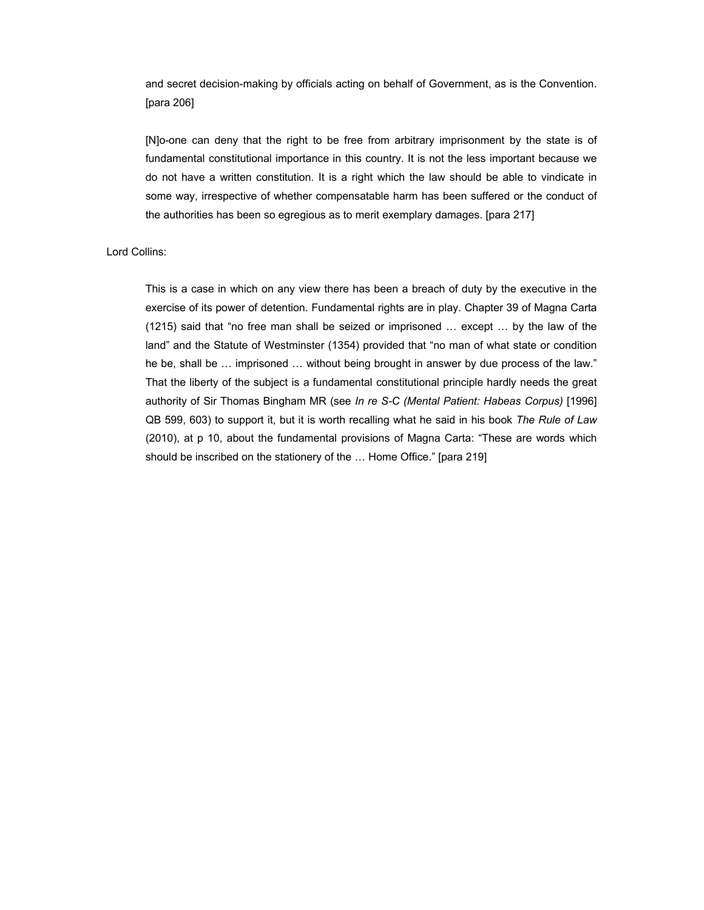> and secret decision-making by officials acting on behalf of Government, as is the Convention. [para 206]

> [N]o-one can deny that the right to be free from arbitrary imprisonment by the state is of fundamental constitutional importance in this country. It is not the less important because we do not have a written constitution. It is a right which the law should be able to vindicate in some way, irrespective of whether compensatable harm has been suffered or the conduct of the authorities has been so egregious as to merit exemplary damages. [para 217]

Lord Collins:

> This is a case in which on any view there has been a breach of duty by the executive in the exercise of its power of detention. Fundamental rights are in play. Chapter 39 of Magna Carta (1215) said that "no free man shall be seized or imprisoned … except … by the law of the land" and the Statute of Westminster (1354) provided that "no man of what state or condition he be, shall be … imprisoned … without being brought in answer by due process of the law." That the liberty of the subject is a fundamental constitutional principle hardly needs the great authority of Sir Thomas Bingham MR (see *In re S-C (Mental Patient: Habeas Corpus)* [1996] QB 599, 603) to support it, but it is worth recalling what he said in his book *The Rule of Law* (2010), at p 10, about the fundamental provisions of Magna Carta: "These are words which should be inscribed on the stationery of the … Home Office." [para 219]